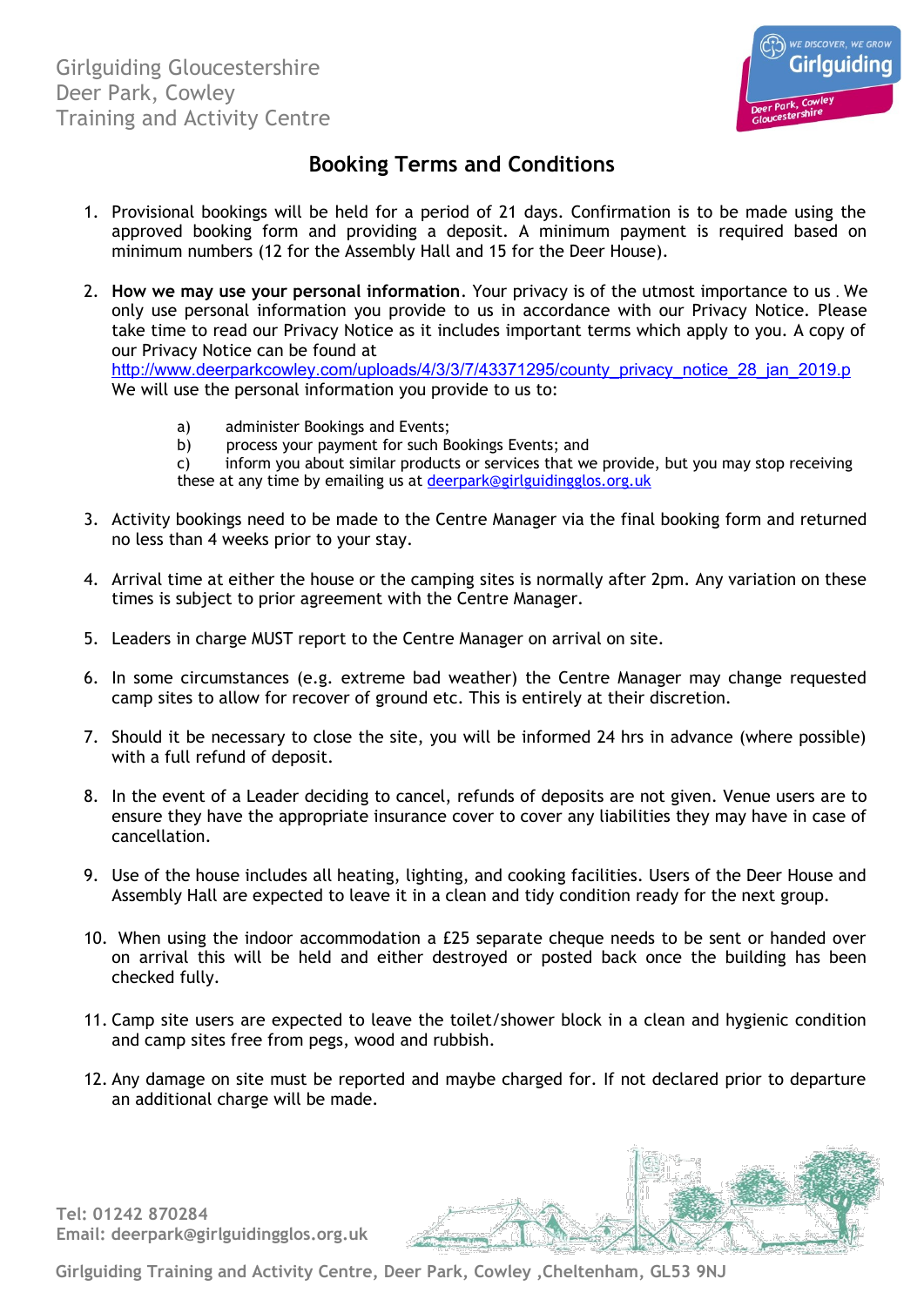Girlguiding Gloucestershire
Deer Park, Cowley
Training and Activity Centre

# Booking Terms and Conditions

1. Provisional bookings will be held for a period of 21 days. Confirmation is to be made using the approved booking form and providing a deposit. A minimum payment is required based on minimum numbers (12 for the Assembly Hall and 15 for the Deer House).

2. **How we may use your personal information**. Your privacy is of the utmost importance to us . We only use personal information you provide to us in accordance with our Privacy Notice. Please take time to read our Privacy Notice as it includes important terms which apply to you. A copy of our Privacy Notice can be found at http://www.deerparkcowley.com/uploads/4/3/3/7/43371295/county_privacy_notice_28_jan_2019.p
We will use the personal information you provide to us to:

   a) administer Bookings and Events;
   b) process your payment for such Bookings Events; and
   c) inform you about similar products or services that we provide, but you may stop receiving these at any time by emailing us at deerpark@girlguidingglos.org.uk

3. Activity bookings need to be made to the Centre Manager via the final booking form and returned no less than 4 weeks prior to your stay.

4. Arrival time at either the house or the camping sites is normally after 2pm. Any variation on these times is subject to prior agreement with the Centre Manager.

5. Leaders in charge MUST report to the Centre Manager on arrival on site.

6. In some circumstances (e.g. extreme bad weather) the Centre Manager may change requested camp sites to allow for recover of ground etc. This is entirely at their discretion.

7. Should it be necessary to close the site, you will be informed 24 hrs in advance (where possible) with a full refund of deposit.

8. In the event of a Leader deciding to cancel, refunds of deposits are not given. Venue users are to ensure they have the appropriate insurance cover to cover any liabilities they may have in case of cancellation.

9. Use of the house includes all heating, lighting, and cooking facilities. Users of the Deer House and Assembly Hall are expected to leave it in a clean and tidy condition ready for the next group.

10. When using the indoor accommodation a £25 separate cheque needs to be sent or handed over on arrival this will be held and either destroyed or posted back once the building has been checked fully.

11. Camp site users are expected to leave the toilet/shower block in a clean and hygienic condition and camp sites free from pegs, wood and rubbish.

12. Any damage on site must be reported and maybe charged for. If not declared prior to departure an additional charge will be made.

**Tel: 01242 870284**
**Email: deerpark@girlguidingglos.org.uk**

**Girlguiding Training and Activity Centre, Deer Park, Cowley ,Cheltenham, GL53 9NJ**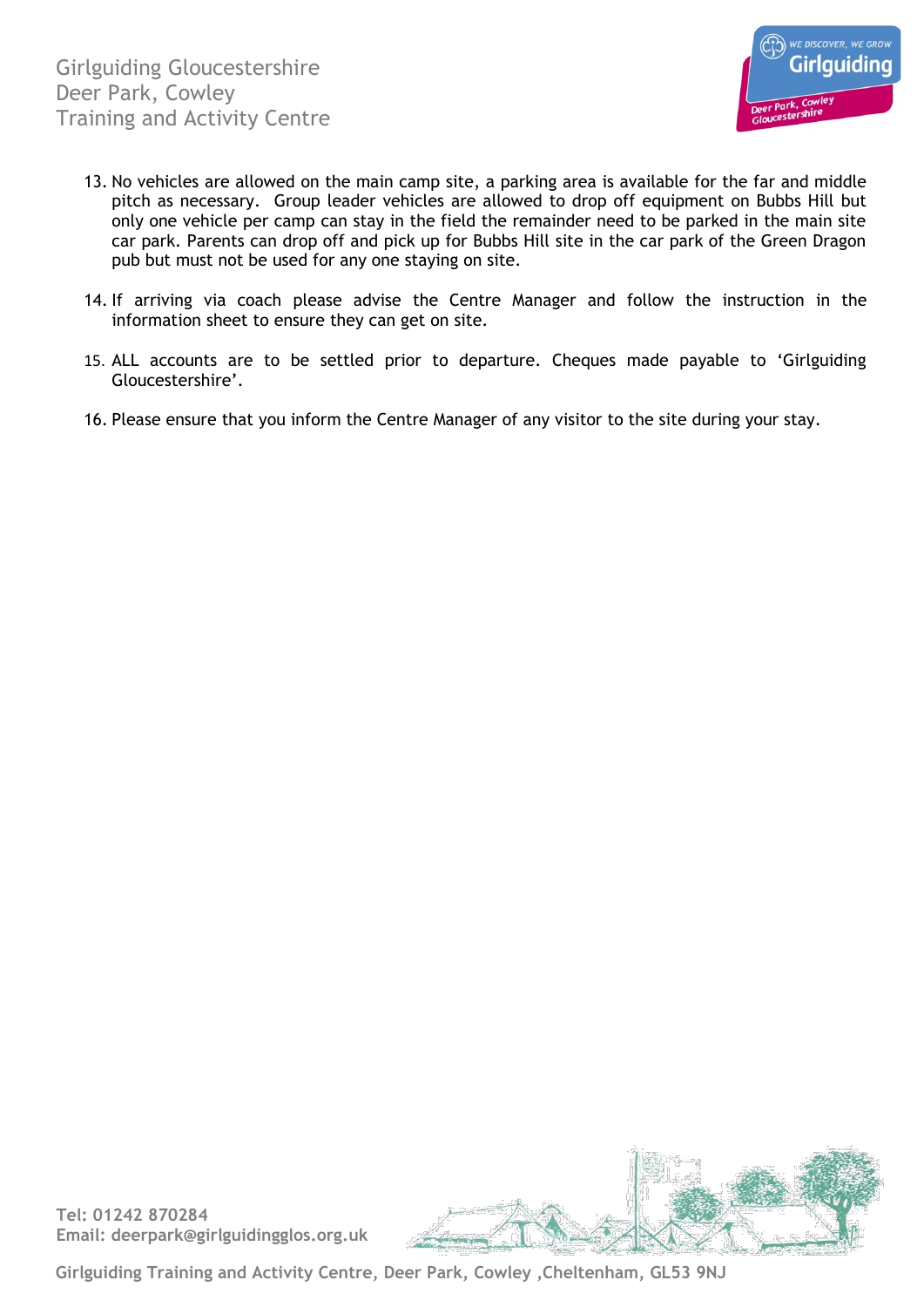13. No vehicles are allowed on the main camp site, a parking area is available for the far and middle pitch as necessary. Group leader vehicles are allowed to drop off equipment on Bubbs Hill but only one vehicle per camp can stay in the field the remainder need to be parked in the main site car park. Parents can drop off and pick up for Bubbs Hill site in the car park of the Green Dragon pub but must not be used for any one staying on site.

14. If arriving via coach please advise the Centre Manager and follow the instruction in the information sheet to ensure they can get on site.

15. ALL accounts are to be settled prior to departure. Cheques made payable to 'Girlguiding Gloucestershire'.

16. Please ensure that you inform the Centre Manager of any visitor to the site during your stay.